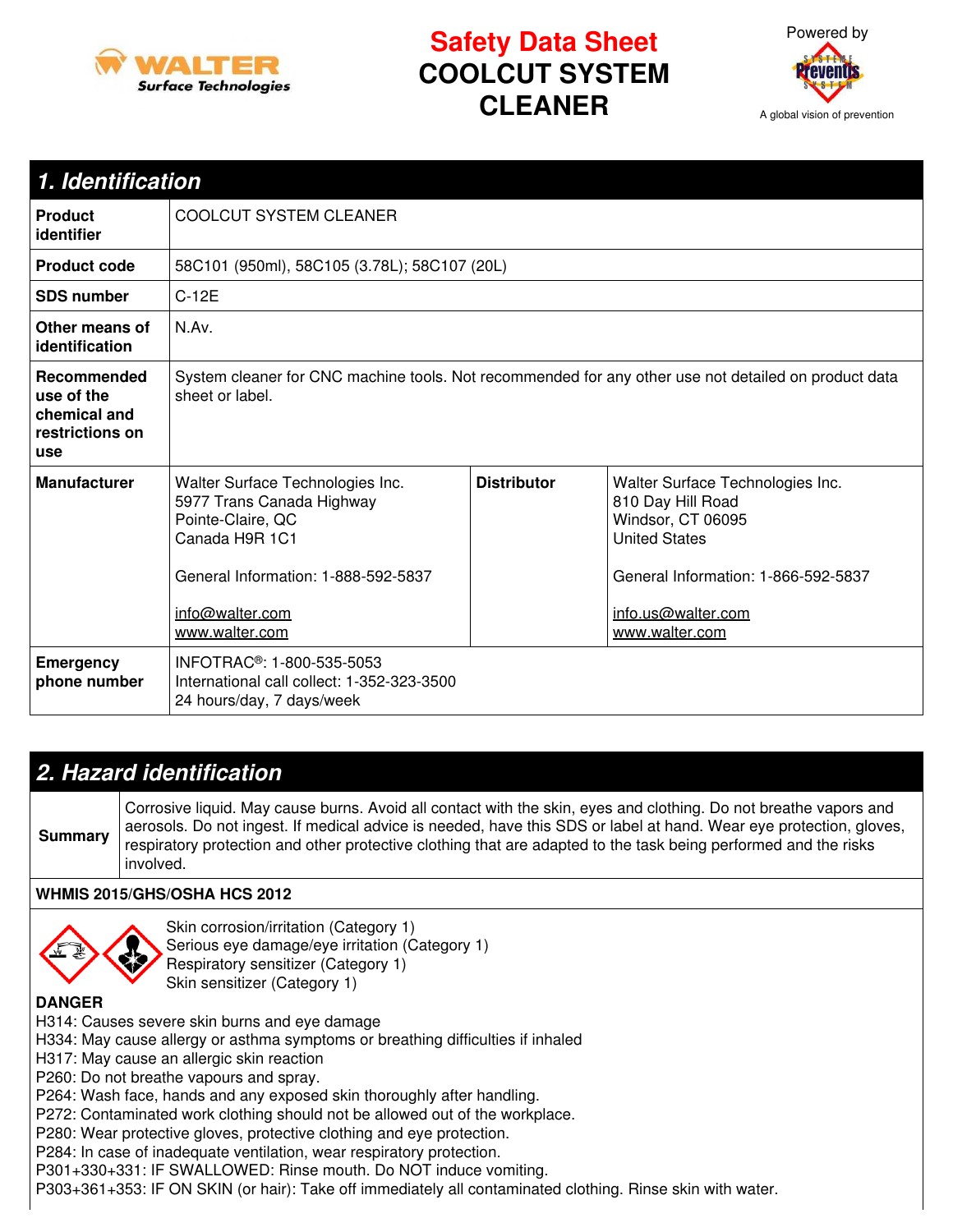# Safety Data Sheet
# COOLCUT SYSTEM CLEANER

Powered by

A global vision of prevention

## 1. Identification

| | | | |
|---|---|---|---|
| **Product identifier** | COOLCUT SYSTEM CLEANER | | |
| **Product code** | 58C101 (950ml), 58C105 (3.78L); 58C107 (20L) | | |
| **SDS number** | C-12E | | |
| **Other means of identification** | N.Av. | | |
| **Recommended use of the chemical and restrictions on use** | System cleaner for CNC machine tools. Not recommended for any other use not detailed on product data sheet or label. | | |
| **Manufacturer** | Walter Surface Technologies Inc.<br>5977 Trans Canada Highway<br>Pointe-Claire, QC<br>Canada H9R 1C1<br><br>General Information: 1-888-592-5837<br><br>info@walter.com<br>www.walter.com | **Distributor** | Walter Surface Technologies Inc.<br>810 Day Hill Road<br>Windsor, CT 06095<br>United States<br><br>General Information: 1-866-592-5837<br><br>info.us@walter.com<br>www.walter.com |
| **Emergency phone number** | INFOTRAC®: 1-800-535-5053<br>International call collect: 1-352-323-3500<br>24 hours/day, 7 days/week | | |

## 2. Hazard identification

| | |
|---|---|
| **Summary** | Corrosive liquid. May cause burns. Avoid all contact with the skin, eyes and clothing. Do not breathe vapors and aerosols. Do not ingest. If medical advice is needed, have this SDS or label at hand. Wear eye protection, gloves, respiratory protection and other protective clothing that are adapted to the task being performed and the risks involved. |

**WHMIS 2015/GHS/OSHA HCS 2012**

Skin corrosion/irritation (Category 1)
Serious eye damage/eye irritation (Category 1)
Respiratory sensitizer (Category 1)
Skin sensitizer (Category 1)

**DANGER**

H314: Causes severe skin burns and eye damage
H334: May cause allergy or asthma symptoms or breathing difficulties if inhaled
H317: May cause an allergic skin reaction
P260: Do not breathe vapours and spray.
P264: Wash face, hands and any exposed skin thoroughly after handling.
P272: Contaminated work clothing should not be allowed out of the workplace.
P280: Wear protective gloves, protective clothing and eye protection.
P284: In case of inadequate ventilation, wear respiratory protection.
P301+330+331: IF SWALLOWED: Rinse mouth. Do NOT induce vomiting.
P303+361+353: IF ON SKIN (or hair): Take off immediately all contaminated clothing. Rinse skin with water.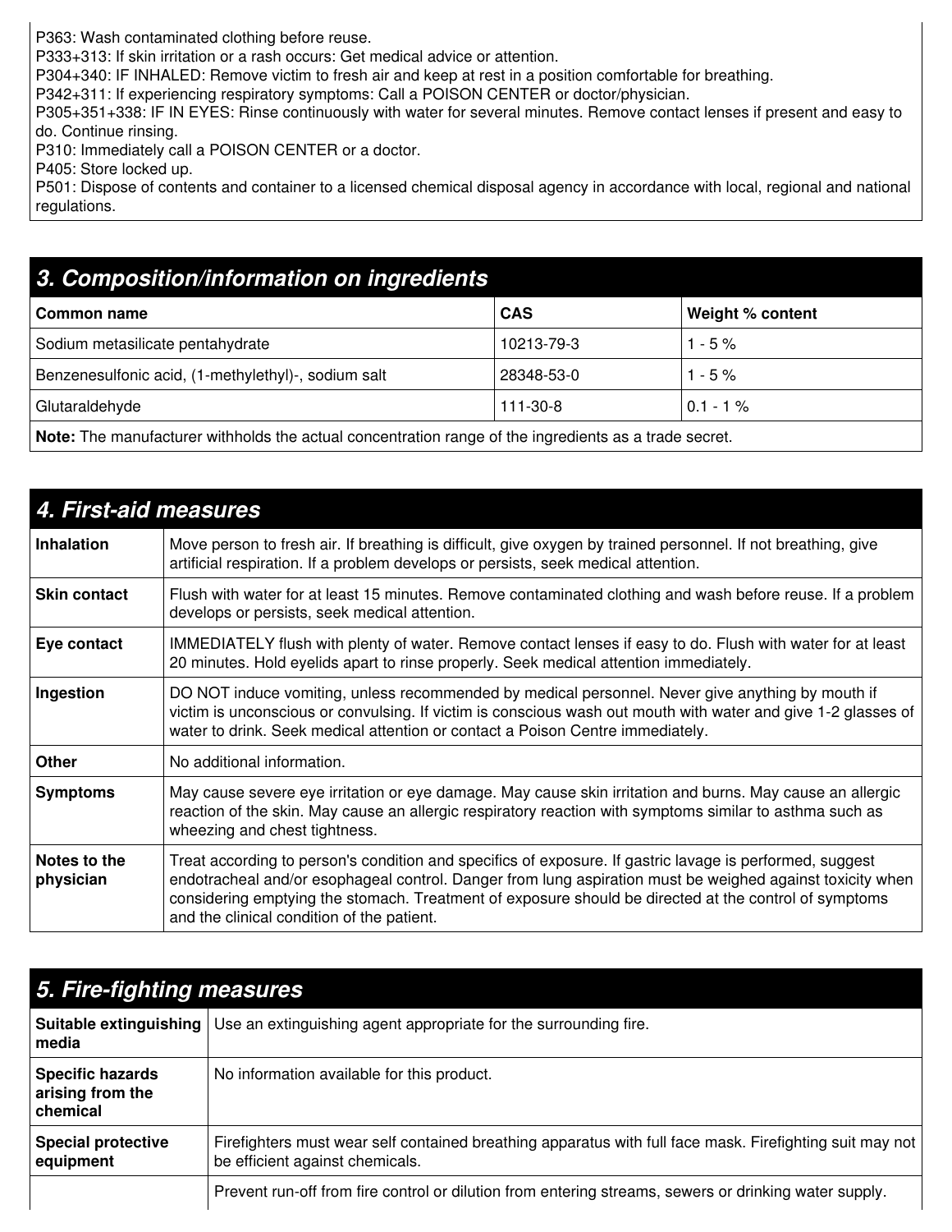P363: Wash contaminated clothing before reuse.
P333+313: If skin irritation or a rash occurs: Get medical advice or attention.
P304+340: IF INHALED: Remove victim to fresh air and keep at rest in a position comfortable for breathing.
P342+311: If experiencing respiratory symptoms: Call a POISON CENTER or doctor/physician.
P305+351+338: IF IN EYES: Rinse continuously with water for several minutes. Remove contact lenses if present and easy to do. Continue rinsing.
P310: Immediately call a POISON CENTER or a doctor.
P405: Store locked up.
P501: Dispose of contents and container to a licensed chemical disposal agency in accordance with local, regional and national regulations.

## 3. Composition/information on ingredients

| Common name | CAS | Weight % content |
|---|---|---|
| Sodium metasilicate pentahydrate | 10213-79-3 | 1 - 5 % |
| Benzenesulfonic acid, (1-methylethyl)-, sodium salt | 28348-53-0 | 1 - 5 % |
| Glutaraldehyde | 111-30-8 | 0.1 - 1 % |

**Note:** The manufacturer withholds the actual concentration range of the ingredients as a trade secret.

## 4. First-aid measures

| | |
|---|---|
| **Inhalation** | Move person to fresh air. If breathing is difficult, give oxygen by trained personnel. If not breathing, give artificial respiration. If a problem develops or persists, seek medical attention. |
| **Skin contact** | Flush with water for at least 15 minutes. Remove contaminated clothing and wash before reuse. If a problem develops or persists, seek medical attention. |
| **Eye contact** | IMMEDIATELY flush with plenty of water. Remove contact lenses if easy to do. Flush with water for at least 20 minutes. Hold eyelids apart to rinse properly. Seek medical attention immediately. |
| **Ingestion** | DO NOT induce vomiting, unless recommended by medical personnel. Never give anything by mouth if victim is unconscious or convulsing. If victim is conscious wash out mouth with water and give 1-2 glasses of water to drink. Seek medical attention or contact a Poison Centre immediately. |
| **Other** | No additional information. |
| **Symptoms** | May cause severe eye irritation or eye damage. May cause skin irritation and burns. May cause an allergic reaction of the skin. May cause an allergic respiratory reaction with symptoms similar to asthma such as wheezing and chest tightness. |
| **Notes to the physician** | Treat according to person's condition and specifics of exposure. If gastric lavage is performed, suggest endotracheal and/or esophageal control. Danger from lung aspiration must be weighed against toxicity when considering emptying the stomach. Treatment of exposure should be directed at the control of symptoms and the clinical condition of the patient. |

## 5. Fire-fighting measures

| | |
|---|---|
| **Suitable extinguishing media** | Use an extinguishing agent appropriate for the surrounding fire. |
| **Specific hazards arising from the chemical** | No information available for this product. |
| **Special protective equipment** | Firefighters must wear self contained breathing apparatus with full face mask. Firefighting suit may not be efficient against chemicals. |
| | Prevent run-off from fire control or dilution from entering streams, sewers or drinking water supply. |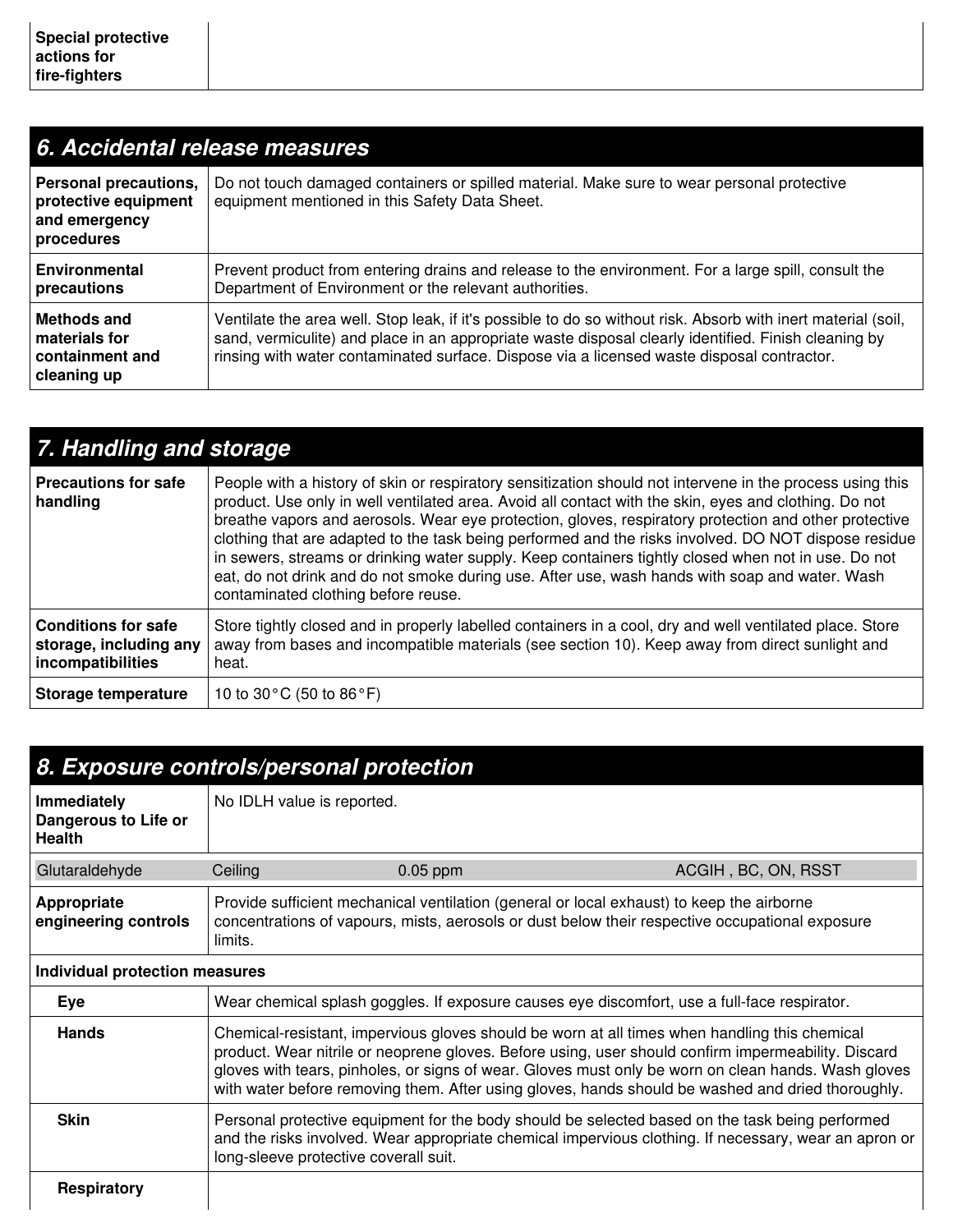| Special protective actions for fire-fighters | |
|---|---|

## 6. Accidental release measures

| | |
|---|---|
| **Personal precautions, protective equipment and emergency procedures** | Do not touch damaged containers or spilled material. Make sure to wear personal protective equipment mentioned in this Safety Data Sheet. |
| **Environmental precautions** | Prevent product from entering drains and release to the environment. For a large spill, consult the Department of Environment or the relevant authorities. |
| **Methods and materials for containment and cleaning up** | Ventilate the area well. Stop leak, if it's possible to do so without risk. Absorb with inert material (soil, sand, vermiculite) and place in an appropriate waste disposal clearly identified. Finish cleaning by rinsing with water contaminated surface. Dispose via a licensed waste disposal contractor. |

## 7. Handling and storage

| | |
|---|---|
| **Precautions for safe handling** | People with a history of skin or respiratory sensitization should not intervene in the process using this product. Use only in well ventilated area. Avoid all contact with the skin, eyes and clothing. Do not breathe vapors and aerosols. Wear eye protection, gloves, respiratory protection and other protective clothing that are adapted to the task being performed and the risks involved. DO NOT dispose residue in sewers, streams or drinking water supply. Keep containers tightly closed when not in use. Do not eat, do not drink and do not smoke during use. After use, wash hands with soap and water. Wash contaminated clothing before reuse. |
| **Conditions for safe storage, including any incompatibilities** | Store tightly closed and in properly labelled containers in a cool, dry and well ventilated place. Store away from bases and incompatible materials (see section 10). Keep away from direct sunlight and heat. |
| **Storage temperature** | 10 to 30°C (50 to 86°F) |

## 8. Exposure controls/personal protection

| | | | |
|---|---|---|---|
| **Immediately Dangerous to Life or Health** | No IDLH value is reported. | | |
| Glutaraldehyde | Ceiling | 0.05 ppm | ACGIH , BC, ON, RSST |
| **Appropriate engineering controls** | Provide sufficient mechanical ventilation (general or local exhaust) to keep the airborne concentrations of vapours, mists, aerosols or dust below their respective occupational exposure limits. | | |

**Individual protection measures**

| | |
|---|---|
| **Eye** | Wear chemical splash goggles. If exposure causes eye discomfort, use a full-face respirator. |
| **Hands** | Chemical-resistant, impervious gloves should be worn at all times when handling this chemical product. Wear nitrile or neoprene gloves. Before using, user should confirm impermeability. Discard gloves with tears, pinholes, or signs of wear. Gloves must only be worn on clean hands. Wash gloves with water before removing them. After using gloves, hands should be washed and dried thoroughly. |
| **Skin** | Personal protective equipment for the body should be selected based on the task being performed and the risks involved. Wear appropriate chemical impervious clothing. If necessary, wear an apron or long-sleeve protective coverall suit. |
| **Respiratory** | |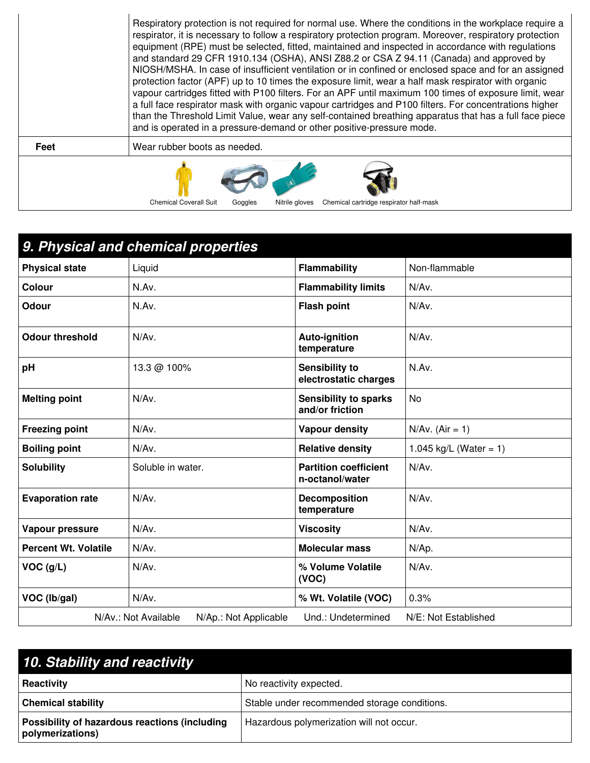| | |
|---|---|
| | Respiratory protection is not required for normal use. Where the conditions in the workplace require a respirator, it is necessary to follow a respiratory protection program. Moreover, respiratory protection equipment (RPE) must be selected, fitted, maintained and inspected in accordance with regulations and standard 29 CFR 1910.134 (OSHA), ANSI Z88.2 or CSA Z 94.11 (Canada) and approved by NIOSH/MSHA. In case of insufficient ventilation or in confined or enclosed space and for an assigned protection factor (APF) up to 10 times the exposure limit, wear a half mask respirator with organic vapour cartridges fitted with P100 filters. For an APF until maximum 100 times of exposure limit, wear a full face respirator mask with organic vapour cartridges and P100 filters. For concentrations higher than the Threshold Limit Value, wear any self-contained breathing apparatus that has a full face piece and is operated in a pressure-demand or other positive-pressure mode. |
| **Feet** | Wear rubber boots as needed. |

Chemical Coverall Suit    Goggles    Nitrile gloves    Chemical cartridge respirator half-mask

## 9. Physical and chemical properties

| | | | |
|---|---|---|---|
| **Physical state** | Liquid | **Flammability** | Non-flammable |
| **Colour** | N.Av. | **Flammability limits** | N/Av. |
| **Odour** | N.Av. | **Flash point** | N/Av. |
| **Odour threshold** | N/Av. | **Auto-ignition temperature** | N/Av. |
| **pH** | 13.3 @ 100% | **Sensibility to electrostatic charges** | N.Av. |
| **Melting point** | N/Av. | **Sensibility to sparks and/or friction** | No |
| **Freezing point** | N/Av. | **Vapour density** | N/Av. (Air = 1) |
| **Boiling point** | N/Av. | **Relative density** | 1.045 kg/L (Water = 1) |
| **Solubility** | Soluble in water. | **Partition coefficient n-octanol/water** | N/Av. |
| **Evaporation rate** | N/Av. | **Decomposition temperature** | N/Av. |
| **Vapour pressure** | N/Av. | **Viscosity** | N/Av. |
| **Percent Wt. Volatile** | N/Av. | **Molecular mass** | N/Ap. |
| **VOC (g/L)** | N/Av. | **% Volume Volatile (VOC)** | N/Av. |
| **VOC (lb/gal)** | N/Av. | **% Wt. Volatile (VOC)** | 0.3% |

N/Av.: Not Available    N/Ap.: Not Applicable    Und.: Undetermined    N/E: Not Established

## 10. Stability and reactivity

| | |
|---|---|
| **Reactivity** | No reactivity expected. |
| **Chemical stability** | Stable under recommended storage conditions. |
| **Possibility of hazardous reactions (including polymerizations)** | Hazardous polymerization will not occur. |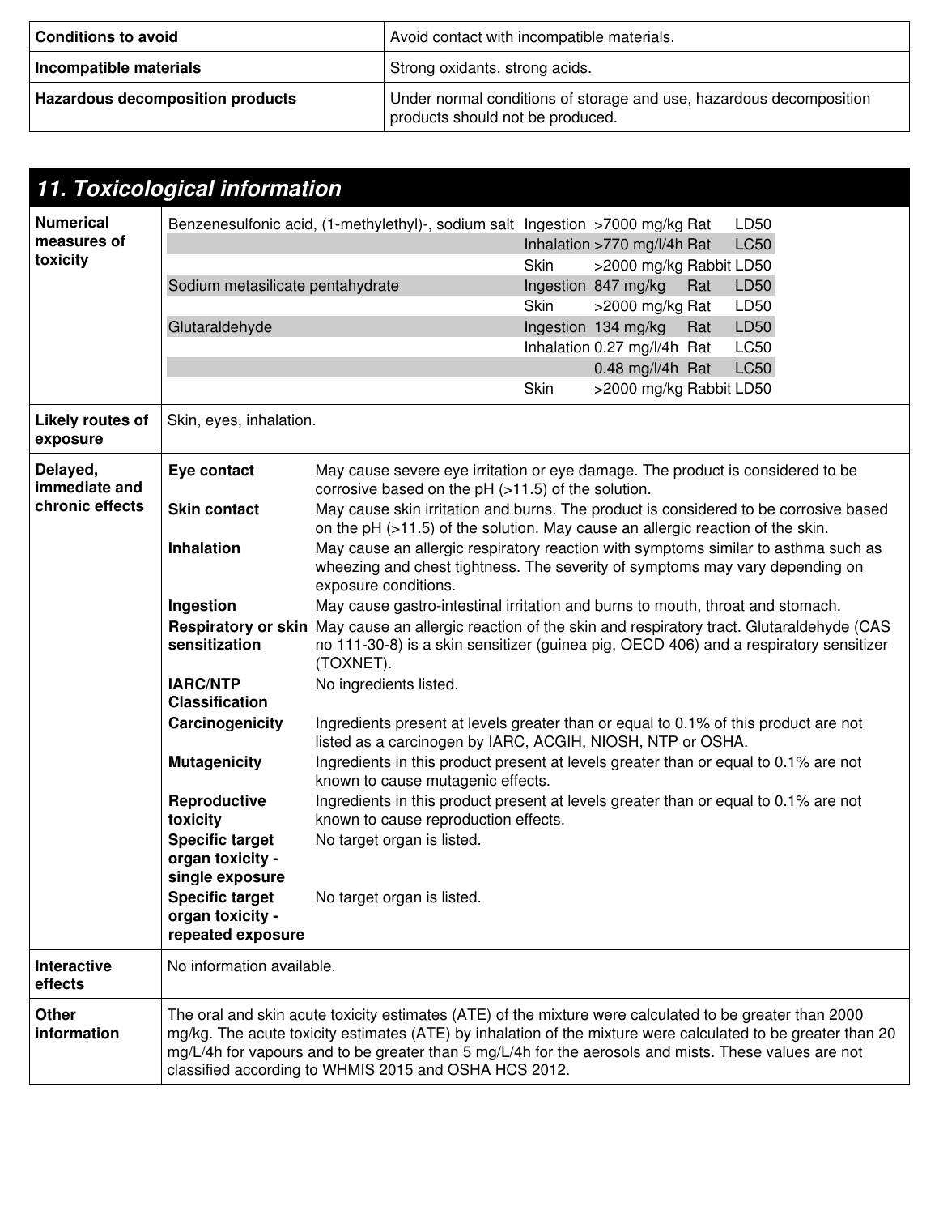| Conditions to avoid | Avoid contact with incompatible materials. |
|---|---|
| Incompatible materials | Strong oxidants, strong acids. |
| Hazardous decomposition products | Under normal conditions of storage and use, hazardous decomposition products should not be produced. |

## 11. Toxicological information

**Numerical measures of toxicity**

| Substance | Route | Value | Species | Measure |
|---|---|---|---|---|
| Benzenesulfonic acid, (1-methylethyl)-, sodium salt | Ingestion | >7000 mg/kg | Rat | LD50 |
| | Inhalation | >770 mg/l/4h | Rat | LC50 |
| | Skin | >2000 mg/kg | Rabbit | LD50 |
| Sodium metasilicate pentahydrate | Ingestion | 847 mg/kg | Rat | LD50 |
| | Skin | >2000 mg/kg | Rat | LD50 |
| Glutaraldehyde | Ingestion | 134 mg/kg | Rat | LD50 |
| | Inhalation | 0.27 mg/l/4h | Rat | LC50 |
| | | 0.48 mg/l/4h | Rat | LC50 |
| | Skin | >2000 mg/kg | Rabbit | LD50 |

**Likely routes of exposure**

Skin, eyes, inhalation.

**Delayed, immediate and chronic effects**

| Effect | Description |
|---|---|
| Eye contact | May cause severe eye irritation or eye damage. The product is considered to be corrosive based on the pH (>11.5) of the solution. |
| Skin contact | May cause skin irritation and burns. The product is considered to be corrosive based on the pH (>11.5) of the solution. May cause an allergic reaction of the skin. |
| Inhalation | May cause an allergic respiratory reaction with symptoms similar to asthma such as wheezing and chest tightness. The severity of symptoms may vary depending on exposure conditions. |
| Ingestion | May cause gastro-intestinal irritation and burns to mouth, throat and stomach. |
| Respiratory or skin sensitization | May cause an allergic reaction of the skin and respiratory tract. Glutaraldehyde (CAS no 111-30-8) is a skin sensitizer (guinea pig, OECD 406) and a respiratory sensitizer (TOXNET). |
| IARC/NTP Classification | No ingredients listed. |
| Carcinogenicity | Ingredients present at levels greater than or equal to 0.1% of this product are not listed as a carcinogen by IARC, ACGIH, NIOSH, NTP or OSHA. |
| Mutagenicity | Ingredients in this product present at levels greater than or equal to 0.1% are not known to cause mutagenic effects. |
| Reproductive toxicity | Ingredients in this product present at levels greater than or equal to 0.1% are not known to cause reproduction effects. |
| Specific target organ toxicity - single exposure | No target organ is listed. |
| Specific target organ toxicity - repeated exposure | No target organ is listed. |

**Interactive effects**

No information available.

**Other information**

The oral and skin acute toxicity estimates (ATE) of the mixture were calculated to be greater than 2000 mg/kg. The acute toxicity estimates (ATE) by inhalation of the mixture were calculated to be greater than 20 mg/L/4h for vapours and to be greater than 5 mg/L/4h for the aerosols and mists. These values are not classified according to WHMIS 2015 and OSHA HCS 2012.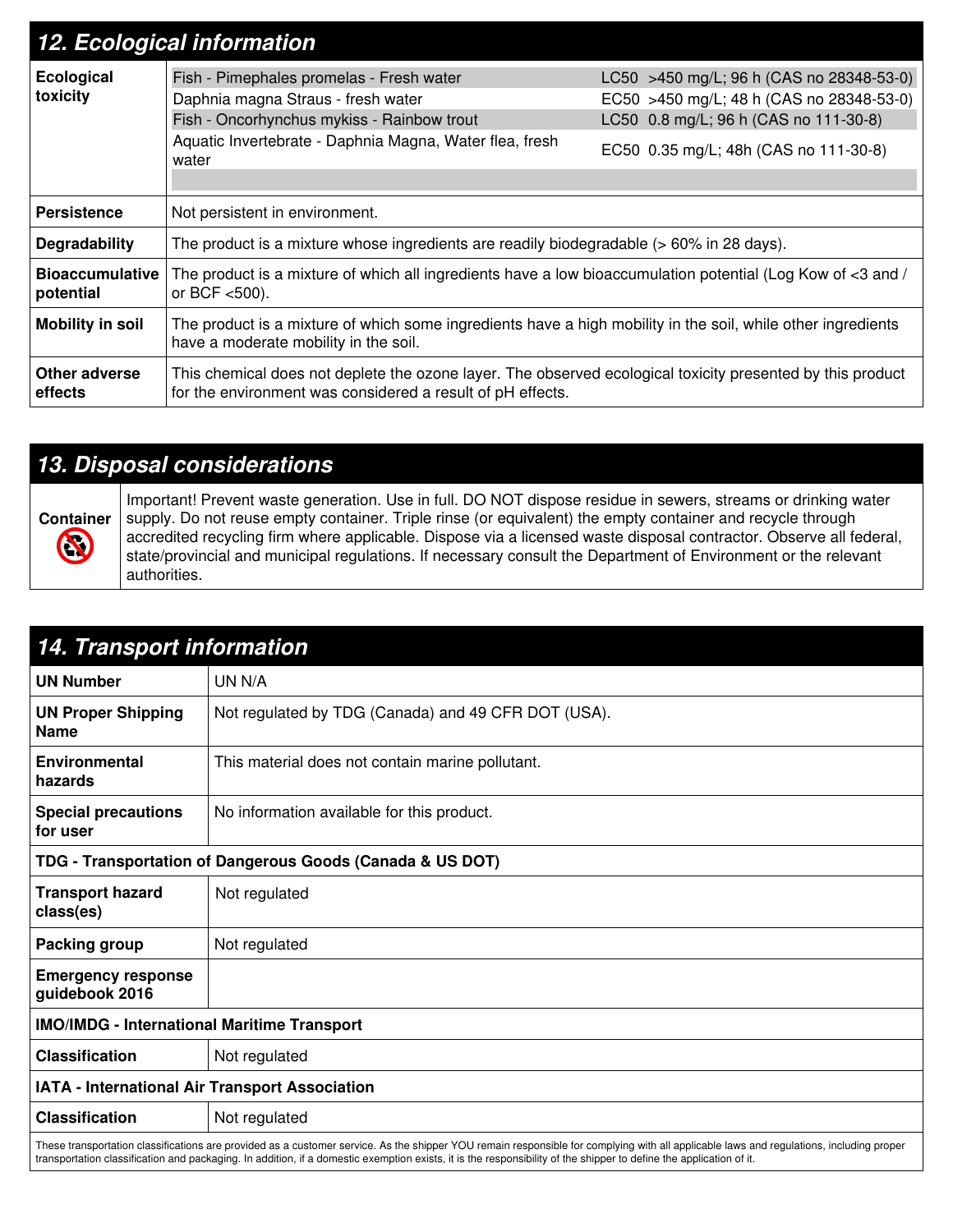## 12. Ecological information

| | | |
|---|---|---|
| **Ecological toxicity** | Fish - Pimephales promelas - Fresh water | LC50 >450 mg/L; 96 h (CAS no 28348-53-0) |
| | Daphnia magna Straus - fresh water | EC50 >450 mg/L; 48 h (CAS no 28348-53-0) |
| | Fish - Oncorhynchus mykiss - Rainbow trout | LC50 0.8 mg/L; 96 h (CAS no 111-30-8) |
| | Aquatic Invertebrate - Daphnia Magna, Water flea, fresh water | EC50 0.35 mg/L; 48h (CAS no 111-30-8) |
| **Persistence** | Not persistent in environment. | |
| **Degradability** | The product is a mixture whose ingredients are readily biodegradable (> 60% in 28 days). | |
| **Bioaccumulative potential** | The product is a mixture of which all ingredients have a low bioaccumulation potential (Log Kow of <3 and / or BCF <500). | |
| **Mobility in soil** | The product is a mixture of which some ingredients have a high mobility in the soil, while other ingredients have a moderate mobility in the soil. | |
| **Other adverse effects** | This chemical does not deplete the ozone layer. The observed ecological toxicity presented by this product for the environment was considered a result of pH effects. | |

## 13. Disposal considerations

| | |
|---|---|
| **Container** | Important! Prevent waste generation. Use in full. DO NOT dispose residue in sewers, streams or drinking water supply. Do not reuse empty container. Triple rinse (or equivalent) the empty container and recycle through accredited recycling firm where applicable. Dispose via a licensed waste disposal contractor. Observe all federal, state/provincial and municipal regulations. If necessary consult the Department of Environment or the relevant authorities. |

## 14. Transport information

| | |
|---|---|
| **UN Number** | UN N/A |
| **UN Proper Shipping Name** | Not regulated by TDG (Canada) and 49 CFR DOT (USA). |
| **Environmental hazards** | This material does not contain marine pollutant. |
| **Special precautions for user** | No information available for this product. |
| **TDG - Transportation of Dangerous Goods (Canada & US DOT)** | |
| **Transport hazard class(es)** | Not regulated |
| **Packing group** | Not regulated |
| **Emergency response guidebook 2016** | |
| **IMO/IMDG - International Maritime Transport** | |
| **Classification** | Not regulated |
| **IATA - International Air Transport Association** | |
| **Classification** | Not regulated |

These transportation classifications are provided as a customer service. As the shipper YOU remain responsible for complying with all applicable laws and regulations, including proper transportation classification and packaging. In addition, if a domestic exemption exists, it is the responsibility of the shipper to define the application of it.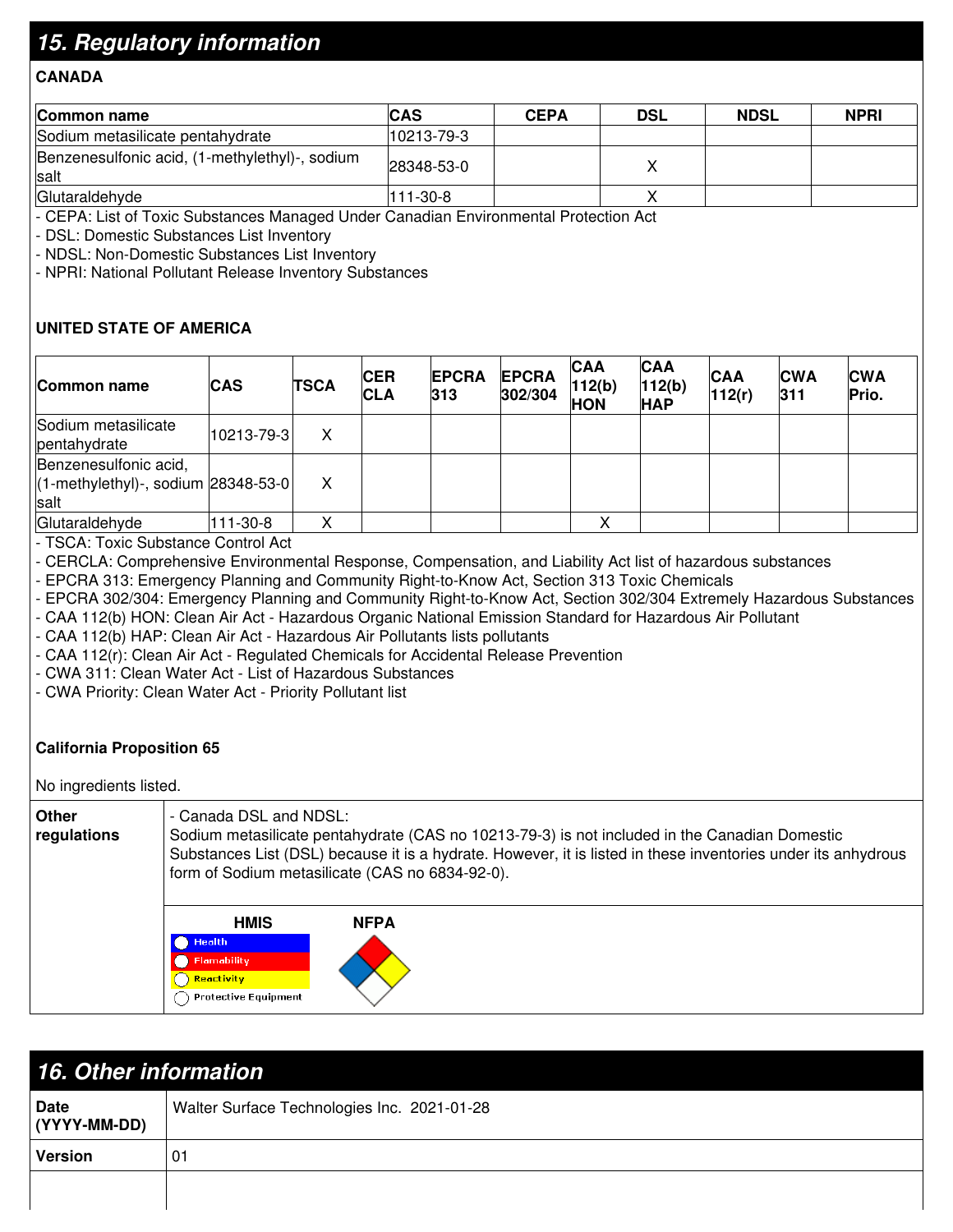## 15. Regulatory information

**CANADA**

| Common name | CAS | CEPA | DSL | NDSL | NPRI |
|---|---|---|---|---|---|
| Sodium metasilicate pentahydrate | 10213-79-3 | | | | |
| Benzenesulfonic acid, (1-methylethyl)-, sodium salt | 28348-53-0 | | X | | |
| Glutaraldehyde | 111-30-8 | | X | | |

- CEPA: List of Toxic Substances Managed Under Canadian Environmental Protection Act
- DSL: Domestic Substances List Inventory
- NDSL: Non-Domestic Substances List Inventory
- NPRI: National Pollutant Release Inventory Substances

**UNITED STATE OF AMERICA**

| Common name | CAS | TSCA | CER CLA | EPCRA 313 | EPCRA 302/304 | CAA 112(b) HON | CAA 112(b) HAP | CAA 112(r) | CWA 311 | CWA Prio. |
|---|---|---|---|---|---|---|---|---|---|---|
| Sodium metasilicate pentahydrate | 10213-79-3 | X | | | | | | | | |
| Benzenesulfonic acid, (1-methylethyl)-, sodium salt | 28348-53-0 | X | | | | | | | | |
| Glutaraldehyde | 111-30-8 | X | | | | X | | | | |

- TSCA: Toxic Substance Control Act
- CERCLA: Comprehensive Environmental Response, Compensation, and Liability Act list of hazardous substances
- EPCRA 313: Emergency Planning and Community Right-to-Know Act, Section 313 Toxic Chemicals
- EPCRA 302/304: Emergency Planning and Community Right-to-Know Act, Section 302/304 Extremely Hazardous Substances
- CAA 112(b) HON: Clean Air Act - Hazardous Organic National Emission Standard for Hazardous Air Pollutant
- CAA 112(b) HAP: Clean Air Act - Hazardous Air Pollutants lists pollutants
- CAA 112(r): Clean Air Act - Regulated Chemicals for Accidental Release Prevention
- CWA 311: Clean Water Act - List of Hazardous Substances
- CWA Priority: Clean Water Act - Priority Pollutant list

**California Proposition 65**

No ingredients listed.

| | |
|---|---|
| **Other regulations** | - Canada DSL and NDSL: Sodium metasilicate pentahydrate (CAS no 10213-79-3) is not included in the Canadian Domestic Substances List (DSL) because it is a hydrate. However, it is listed in these inventories under its anhydrous form of Sodium metasilicate (CAS no 6834-92-0). |
| | **HMIS** Health, Flamability, Reactivity, Protective Equipment **NFPA** |

## 16. Other information

| | |
|---|---|
| **Date (YYYY-MM-DD)** | Walter Surface Technologies Inc. 2021-01-28 |
| **Version** | 01 |
| | |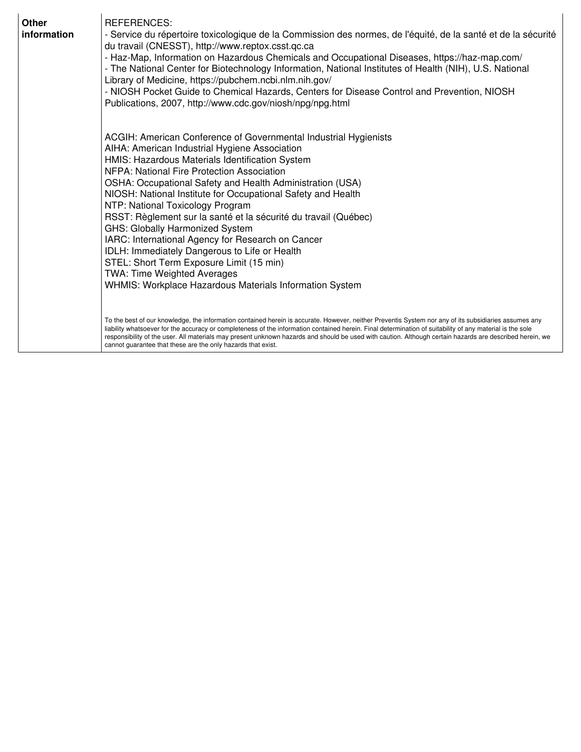| | |
|---|---|
| **Other information** | REFERENCES:<br>- Service du répertoire toxicologique de la Commission des normes, de l'équité, de la santé et de la sécurité du travail (CNESST), http://www.reptox.csst.qc.ca<br>- Haz-Map, Information on Hazardous Chemicals and Occupational Diseases, https://haz-map.com/<br>- The National Center for Biotechnology Information, National Institutes of Health (NIH), U.S. National Library of Medicine, https://pubchem.ncbi.nlm.nih.gov/<br>- NIOSH Pocket Guide to Chemical Hazards, Centers for Disease Control and Prevention, NIOSH Publications, 2007, http://www.cdc.gov/niosh/npg/npg.html<br><br>ACGIH: American Conference of Governmental Industrial Hygienists<br>AIHA: American Industrial Hygiene Association<br>HMIS: Hazardous Materials Identification System<br>NFPA: National Fire Protection Association<br>OSHA: Occupational Safety and Health Administration (USA)<br>NIOSH: National Institute for Occupational Safety and Health<br>NTP: National Toxicology Program<br>RSST: Règlement sur la santé et la sécurité du travail (Québec)<br>GHS: Globally Harmonized System<br>IARC: International Agency for Research on Cancer<br>IDLH: Immediately Dangerous to Life or Health<br>STEL: Short Term Exposure Limit (15 min)<br>TWA: Time Weighted Averages<br>WHMIS: Workplace Hazardous Materials Information System<br><br>To the best of our knowledge, the information contained herein is accurate. However, neither Preventis System nor any of its subsidiaries assumes any liability whatsoever for the accuracy or completeness of the information contained herein. Final determination of suitability of any material is the sole responsibility of the user. All materials may present unknown hazards and should be used with caution. Although certain hazards are described herein, we cannot guarantee that these are the only hazards that exist. |